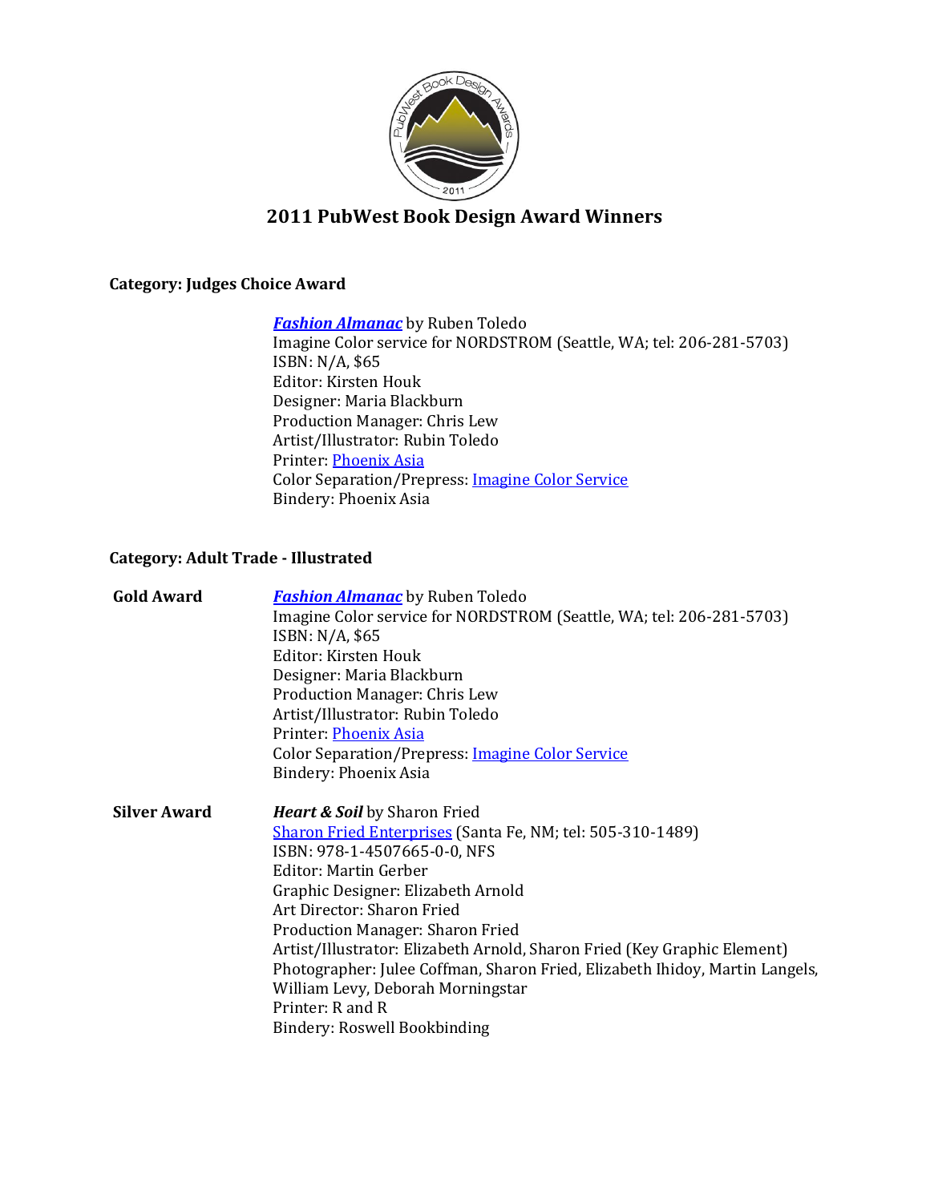# 2011 PubWest Book Design Award Winners

## Category: Judges Choice Award

***Fashion Almanac*** by Ruben Toledo
Imagine Color service for NORDSTROM (Seattle, WA; tel: 206-281-5703)
ISBN: N/A, $65
Editor: Kirsten Houk
Designer: Maria Blackburn
Production Manager: Chris Lew
Artist/Illustrator: Rubin Toledo
Printer: Phoenix Asia
Color Separation/Prepress: Imagine Color Service
Bindery: Phoenix Asia

## Category: Adult Trade - Illustrated

**Gold Award**

***Fashion Almanac*** by Ruben Toledo
Imagine Color service for NORDSTROM (Seattle, WA; tel: 206-281-5703)
ISBN: N/A, $65
Editor: Kirsten Houk
Designer: Maria Blackburn
Production Manager: Chris Lew
Artist/Illustrator: Rubin Toledo
Printer: Phoenix Asia
Color Separation/Prepress: Imagine Color Service
Bindery: Phoenix Asia

**Silver Award**

***Heart & Soil*** by Sharon Fried
Sharon Fried Enterprises (Santa Fe, NM; tel: 505-310-1489)
ISBN: 978-1-4507665-0-0, NFS
Editor: Martin Gerber
Graphic Designer: Elizabeth Arnold
Art Director: Sharon Fried
Production Manager: Sharon Fried
Artist/Illustrator: Elizabeth Arnold, Sharon Fried (Key Graphic Element)
Photographer: Julee Coffman, Sharon Fried, Elizabeth Ihidoy, Martin Langels, William Levy, Deborah Morningstar
Printer: R and R
Bindery: Roswell Bookbinding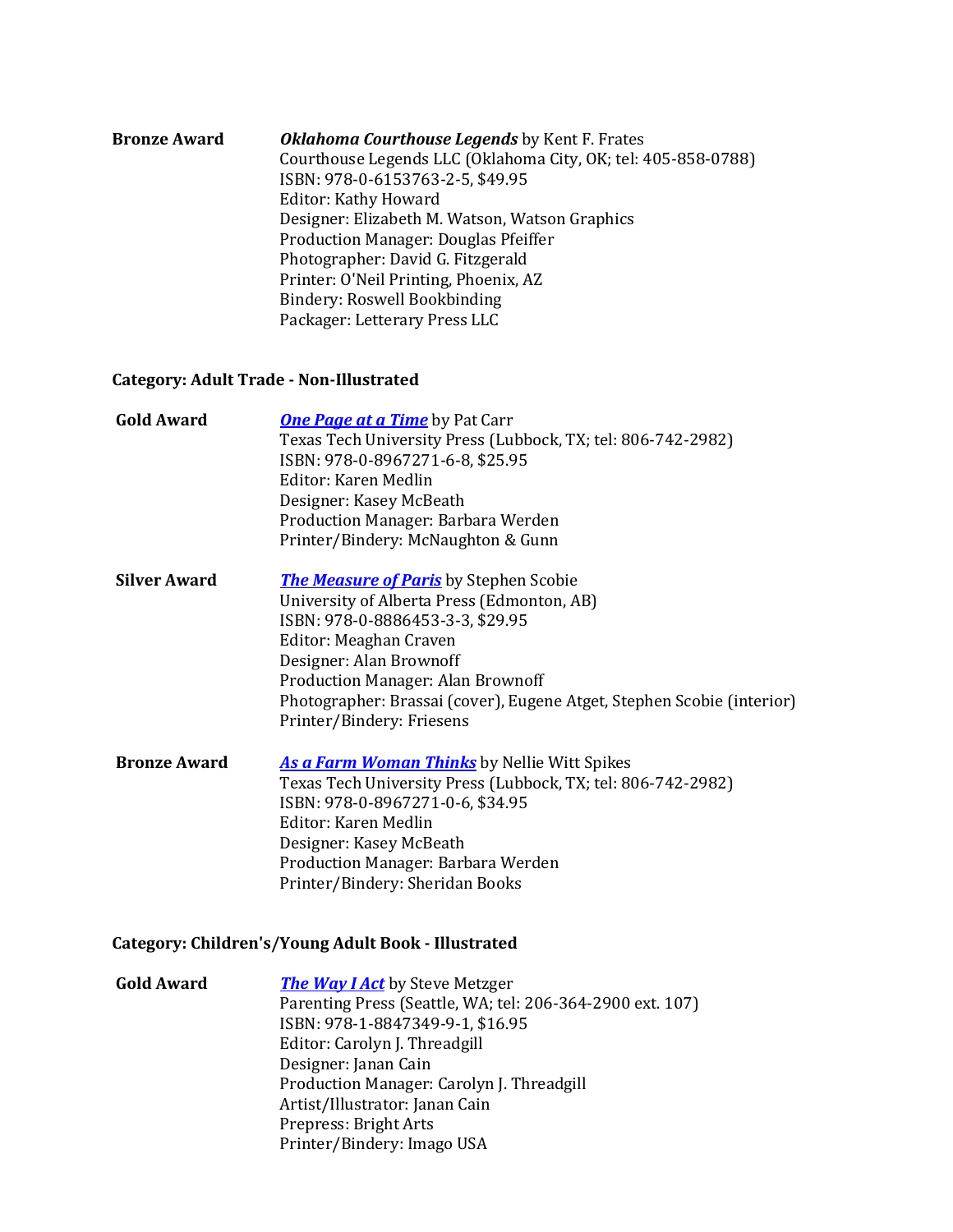**Bronze Award** — ***Oklahoma Courthouse Legends*** by Kent F. Frates
Courthouse Legends LLC (Oklahoma City, OK; tel: 405-858-0788)
ISBN: 978-0-6153763-2-5, $49.95
Editor: Kathy Howard
Designer: Elizabeth M. Watson, Watson Graphics
Production Manager: Douglas Pfeiffer
Photographer: David G. Fitzgerald
Printer: O'Neil Printing, Phoenix, AZ
Bindery: Roswell Bookbinding
Packager: Letterary Press LLC

### Category: Adult Trade - Non-Illustrated

**Gold Award** — ***One Page at a Time*** by Pat Carr
Texas Tech University Press (Lubbock, TX; tel: 806-742-2982)
ISBN: 978-0-8967271-6-8, $25.95
Editor: Karen Medlin
Designer: Kasey McBeath
Production Manager: Barbara Werden
Printer/Bindery: McNaughton & Gunn

**Silver Award** — ***The Measure of Paris*** by Stephen Scobie
University of Alberta Press (Edmonton, AB)
ISBN: 978-0-8886453-3-3, $29.95
Editor: Meaghan Craven
Designer: Alan Brownoff
Production Manager: Alan Brownoff
Photographer: Brassai (cover), Eugene Atget, Stephen Scobie (interior)
Printer/Bindery: Friesens

**Bronze Award** — ***As a Farm Woman Thinks*** by Nellie Witt Spikes
Texas Tech University Press (Lubbock, TX; tel: 806-742-2982)
ISBN: 978-0-8967271-0-6, $34.95
Editor: Karen Medlin
Designer: Kasey McBeath
Production Manager: Barbara Werden
Printer/Bindery: Sheridan Books

### Category: Children's/Young Adult Book - Illustrated

**Gold Award** — ***The Way I Act*** by Steve Metzger
Parenting Press (Seattle, WA; tel: 206-364-2900 ext. 107)
ISBN: 978-1-8847349-9-1, $16.95
Editor: Carolyn J. Threadgill
Designer: Janan Cain
Production Manager: Carolyn J. Threadgill
Artist/Illustrator: Janan Cain
Prepress: Bright Arts
Printer/Bindery: Imago USA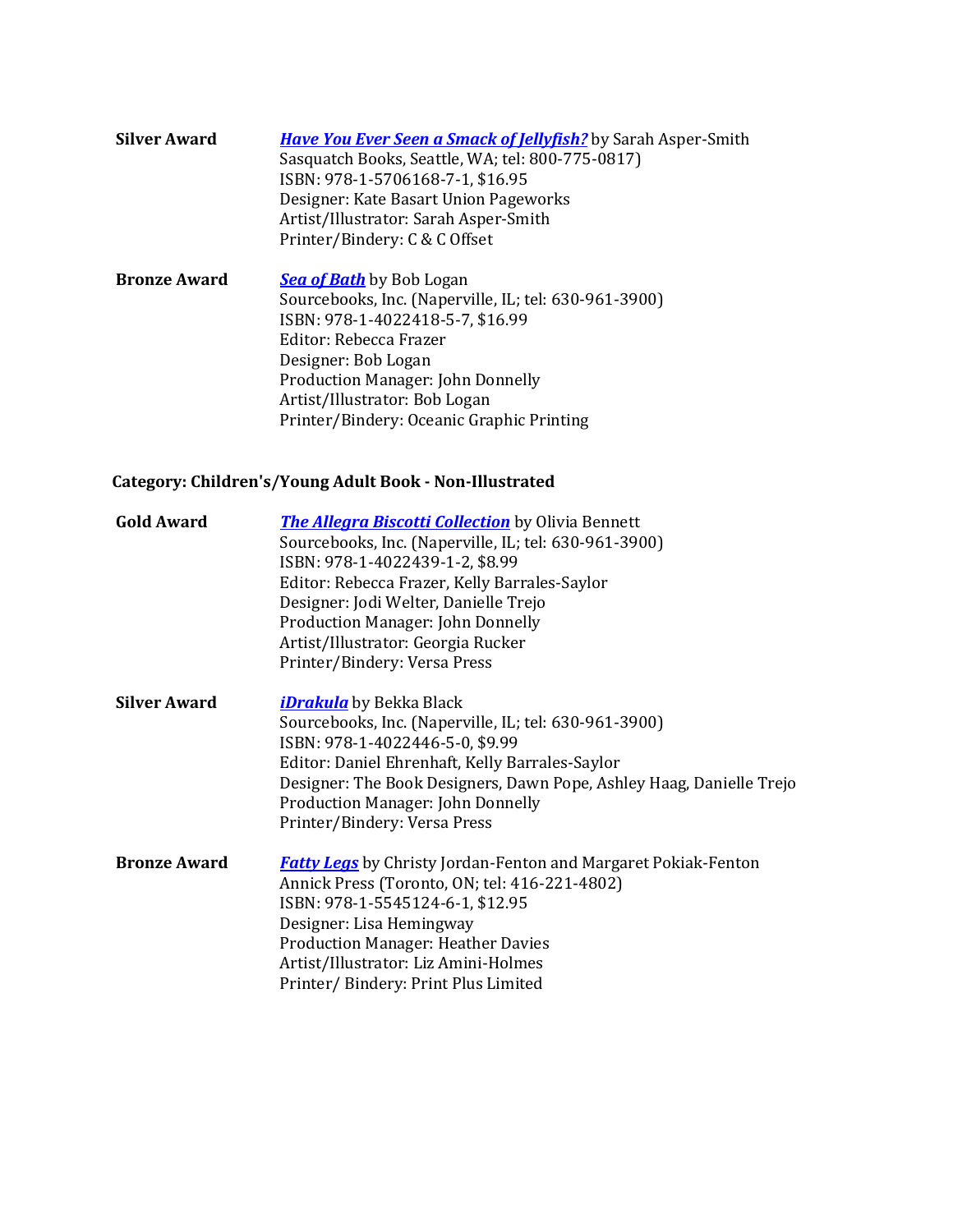**Silver Award** — ***Have You Ever Seen a Smack of Jellyfish?*** by Sarah Asper-Smith
Sasquatch Books, Seattle, WA; tel: 800-775-0817)
ISBN: 978-1-5706168-7-1, $16.95
Designer: Kate Basart Union Pageworks
Artist/Illustrator: Sarah Asper-Smith
Printer/Bindery: C & C Offset

**Bronze Award** — ***Sea of Bath*** by Bob Logan
Sourcebooks, Inc. (Naperville, IL; tel: 630-961-3900)
ISBN: 978-1-4022418-5-7, $16.99
Editor: Rebecca Frazer
Designer: Bob Logan
Production Manager: John Donnelly
Artist/Illustrator: Bob Logan
Printer/Bindery: Oceanic Graphic Printing

**Category: Children's/Young Adult Book - Non-Illustrated**

**Gold Award** — ***The Allegra Biscotti Collection*** by Olivia Bennett
Sourcebooks, Inc. (Naperville, IL; tel: 630-961-3900)
ISBN: 978-1-4022439-1-2, $8.99
Editor: Rebecca Frazer, Kelly Barrales-Saylor
Designer: Jodi Welter, Danielle Trejo
Production Manager: John Donnelly
Artist/Illustrator: Georgia Rucker
Printer/Bindery: Versa Press

**Silver Award** — ***iDrakula*** by Bekka Black
Sourcebooks, Inc. (Naperville, IL; tel: 630-961-3900)
ISBN: 978-1-4022446-5-0, $9.99
Editor: Daniel Ehrenhaft, Kelly Barrales-Saylor
Designer: The Book Designers, Dawn Pope, Ashley Haag, Danielle Trejo
Production Manager: John Donnelly
Printer/Bindery: Versa Press

**Bronze Award** — ***Fatty Legs*** by Christy Jordan-Fenton and Margaret Pokiak-Fenton
Annick Press (Toronto, ON; tel: 416-221-4802)
ISBN: 978-1-5545124-6-1, $12.95
Designer: Lisa Hemingway
Production Manager: Heather Davies
Artist/Illustrator: Liz Amini-Holmes
Printer/ Bindery: Print Plus Limited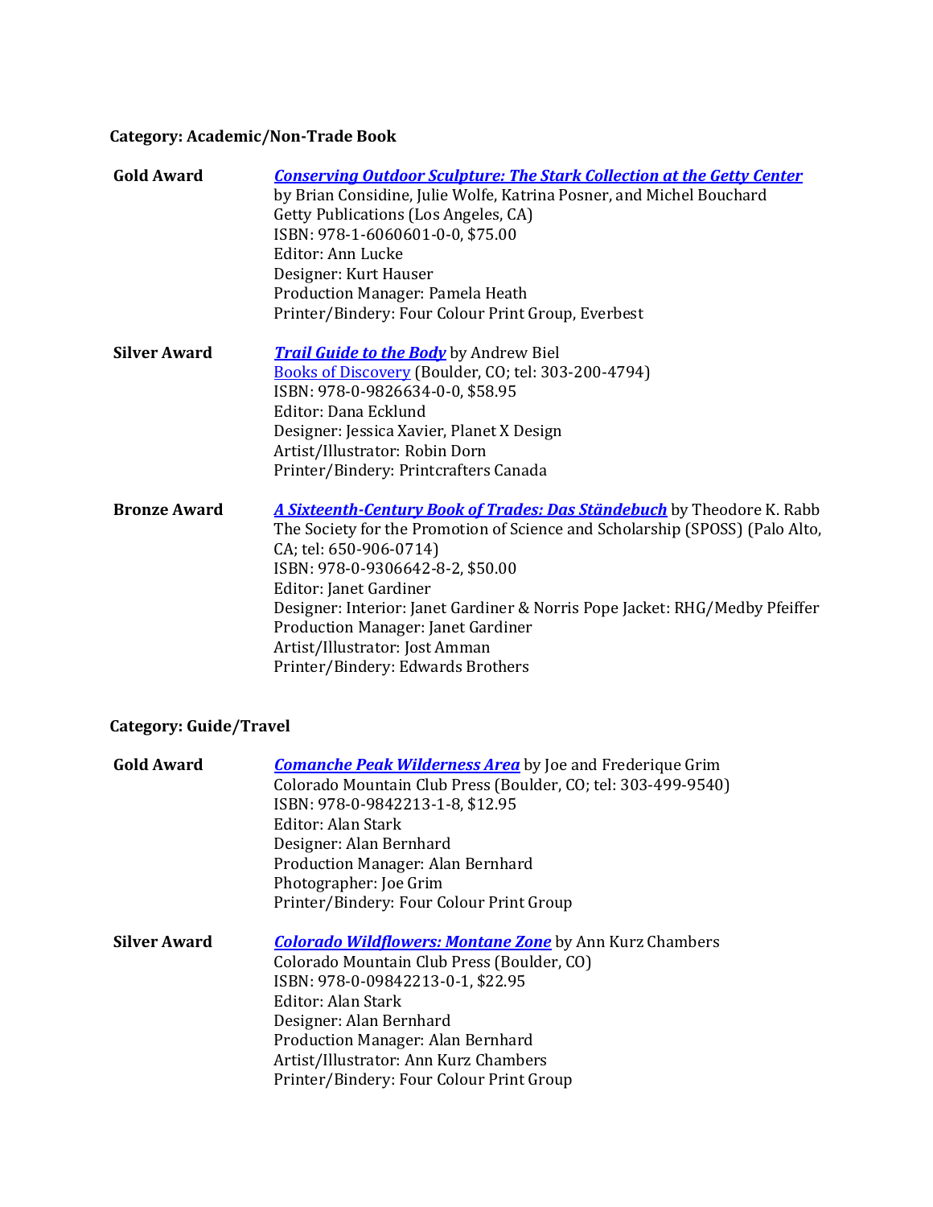**Category: Academic/Non-Trade Book**

**Gold Award**

***Conserving Outdoor Sculpture: The Stark Collection at the Getty Center***
by Brian Considine, Julie Wolfe, Katrina Posner, and Michel Bouchard
Getty Publications (Los Angeles, CA)
ISBN: 978-1-6060601-0-0, $75.00
Editor: Ann Lucke
Designer: Kurt Hauser
Production Manager: Pamela Heath
Printer/Bindery: Four Colour Print Group, Everbest

**Silver Award**

***Trail Guide to the Body*** by Andrew Biel
Books of Discovery (Boulder, CO; tel: 303-200-4794)
ISBN: 978-0-9826634-0-0, $58.95
Editor: Dana Ecklund
Designer: Jessica Xavier, Planet X Design
Artist/Illustrator: Robin Dorn
Printer/Bindery: Printcrafters Canada

**Bronze Award**

***A Sixteenth-Century Book of Trades: Das Ständebuch*** by Theodore K. Rabb
The Society for the Promotion of Science and Scholarship (SPOSS) (Palo Alto, CA; tel: 650-906-0714)
ISBN: 978-0-9306642-8-2, $50.00
Editor: Janet Gardiner
Designer: Interior: Janet Gardiner & Norris Pope Jacket: RHG/Medby Pfeiffer
Production Manager: Janet Gardiner
Artist/Illustrator: Jost Amman
Printer/Bindery: Edwards Brothers

**Category: Guide/Travel**

**Gold Award**

***Comanche Peak Wilderness Area*** by Joe and Frederique Grim
Colorado Mountain Club Press (Boulder, CO; tel: 303-499-9540)
ISBN: 978-0-9842213-1-8, $12.95
Editor: Alan Stark
Designer: Alan Bernhard
Production Manager: Alan Bernhard
Photographer: Joe Grim
Printer/Bindery: Four Colour Print Group

**Silver Award**

***Colorado Wildflowers: Montane Zone*** by Ann Kurz Chambers
Colorado Mountain Club Press (Boulder, CO)
ISBN: 978-0-09842213-0-1, $22.95
Editor: Alan Stark
Designer: Alan Bernhard
Production Manager: Alan Bernhard
Artist/Illustrator: Ann Kurz Chambers
Printer/Bindery: Four Colour Print Group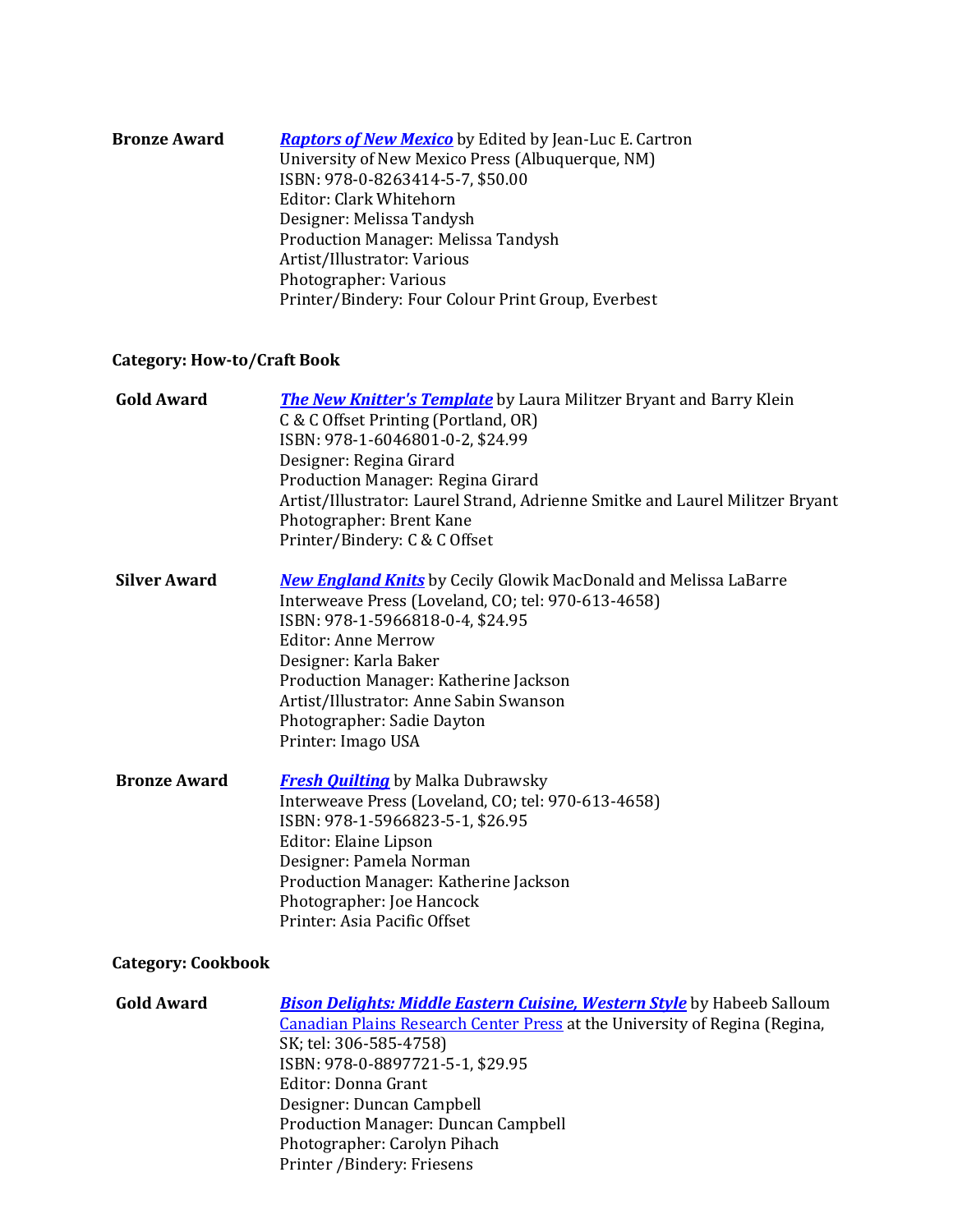**Bronze Award** ***Raptors of New Mexico*** by Edited by Jean-Luc E. Cartron
University of New Mexico Press (Albuquerque, NM)
ISBN: 978-0-8263414-5-7, $50.00
Editor: Clark Whitehorn
Designer: Melissa Tandysh
Production Manager: Melissa Tandysh
Artist/Illustrator: Various
Photographer: Various
Printer/Bindery: Four Colour Print Group, Everbest

**Category: How-to/Craft Book**

**Gold Award** ***The New Knitter's Template*** by Laura Militzer Bryant and Barry Klein
C & C Offset Printing (Portland, OR)
ISBN: 978-1-6046801-0-2, $24.99
Designer: Regina Girard
Production Manager: Regina Girard
Artist/Illustrator: Laurel Strand, Adrienne Smitke and Laurel Militzer Bryant
Photographer: Brent Kane
Printer/Bindery: C & C Offset

**Silver Award** ***New England Knits*** by Cecily Glowik MacDonald and Melissa LaBarre
Interweave Press (Loveland, CO; tel: 970-613-4658)
ISBN: 978-1-5966818-0-4, $24.95
Editor: Anne Merrow
Designer: Karla Baker
Production Manager: Katherine Jackson
Artist/Illustrator: Anne Sabin Swanson
Photographer: Sadie Dayton
Printer: Imago USA

**Bronze Award** ***Fresh Quilting*** by Malka Dubrawsky
Interweave Press (Loveland, CO; tel: 970-613-4658)
ISBN: 978-1-5966823-5-1, $26.95
Editor: Elaine Lipson
Designer: Pamela Norman
Production Manager: Katherine Jackson
Photographer: Joe Hancock
Printer: Asia Pacific Offset

**Category: Cookbook**

**Gold Award** ***Bison Delights: Middle Eastern Cuisine, Western Style*** by Habeeb Salloum
Canadian Plains Research Center Press at the University of Regina (Regina, SK; tel: 306-585-4758)
ISBN: 978-0-8897721-5-1, $29.95
Editor: Donna Grant
Designer: Duncan Campbell
Production Manager: Duncan Campbell
Photographer: Carolyn Pihach
Printer /Bindery: Friesens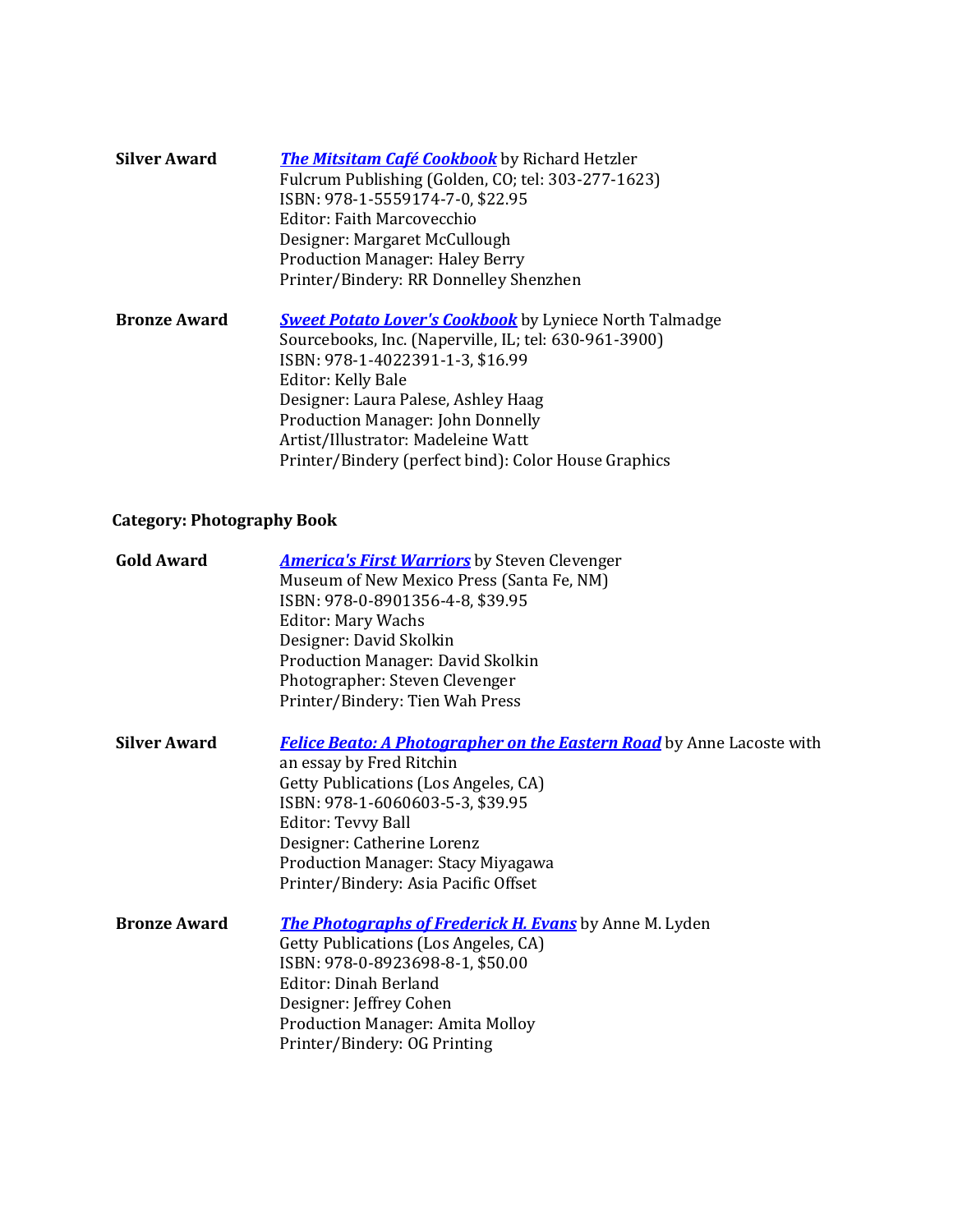**Silver Award** ***The Mitsitam Café Cookbook*** by Richard Hetzler
Fulcrum Publishing (Golden, CO; tel: 303-277-1623)
ISBN: 978-1-5559174-7-0, $22.95
Editor: Faith Marcovecchio
Designer: Margaret McCullough
Production Manager: Haley Berry
Printer/Bindery: RR Donnelley Shenzhen

**Bronze Award** ***Sweet Potato Lover's Cookbook*** by Lyniece North Talmadge
Sourcebooks, Inc. (Naperville, IL; tel: 630-961-3900)
ISBN: 978-1-4022391-1-3, $16.99
Editor: Kelly Bale
Designer: Laura Palese, Ashley Haag
Production Manager: John Donnelly
Artist/Illustrator: Madeleine Watt
Printer/Bindery (perfect bind): Color House Graphics

**Category: Photography Book**

**Gold Award** ***America's First Warriors*** by Steven Clevenger
Museum of New Mexico Press (Santa Fe, NM)
ISBN: 978-0-8901356-4-8, $39.95
Editor: Mary Wachs
Designer: David Skolkin
Production Manager: David Skolkin
Photographer: Steven Clevenger
Printer/Bindery: Tien Wah Press

**Silver Award** ***Felice Beato: A Photographer on the Eastern Road*** by Anne Lacoste with an essay by Fred Ritchin
Getty Publications (Los Angeles, CA)
ISBN: 978-1-6060603-5-3, $39.95
Editor: Tevvy Ball
Designer: Catherine Lorenz
Production Manager: Stacy Miyagawa
Printer/Bindery: Asia Pacific Offset

**Bronze Award** ***The Photographs of Frederick H. Evans*** by Anne M. Lyden
Getty Publications (Los Angeles, CA)
ISBN: 978-0-8923698-8-1, $50.00
Editor: Dinah Berland
Designer: Jeffrey Cohen
Production Manager: Amita Molloy
Printer/Bindery: OG Printing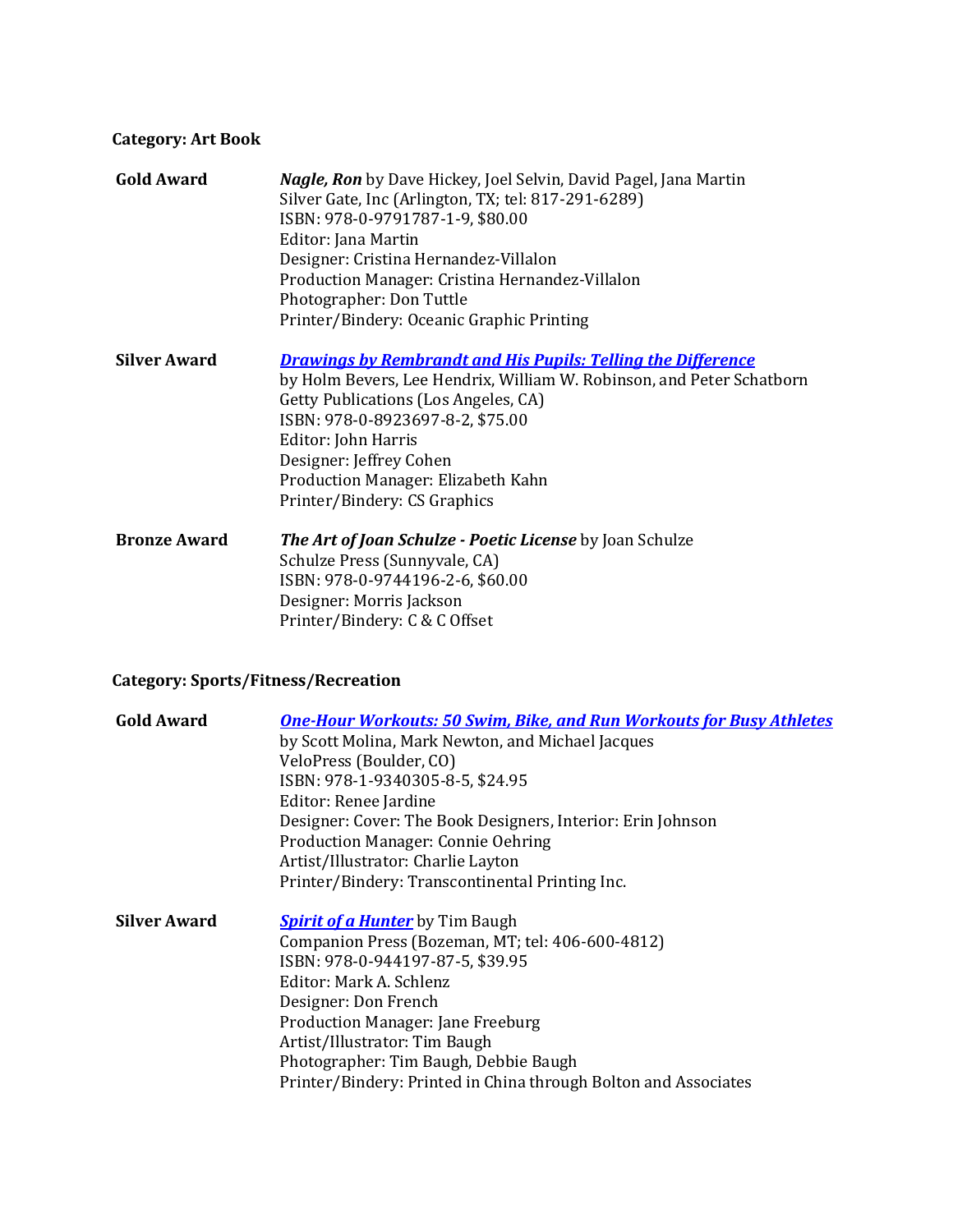**Category: Art Book**

**Gold Award**

***Nagle, Ron*** by Dave Hickey, Joel Selvin, David Pagel, Jana Martin
Silver Gate, Inc (Arlington, TX; tel: 817-291-6289)
ISBN: 978-0-9791787-1-9, $80.00
Editor: Jana Martin
Designer: Cristina Hernandez-Villalon
Production Manager: Cristina Hernandez-Villalon
Photographer: Don Tuttle
Printer/Bindery: Oceanic Graphic Printing

**Silver Award**

***Drawings by Rembrandt and His Pupils: Telling the Difference***
by Holm Bevers, Lee Hendrix, William W. Robinson, and Peter Schatborn
Getty Publications (Los Angeles, CA)
ISBN: 978-0-8923697-8-2, $75.00
Editor: John Harris
Designer: Jeffrey Cohen
Production Manager: Elizabeth Kahn
Printer/Bindery: CS Graphics

**Bronze Award**

***The Art of Joan Schulze - Poetic License*** by Joan Schulze
Schulze Press (Sunnyvale, CA)
ISBN: 978-0-9744196-2-6, $60.00
Designer: Morris Jackson
Printer/Bindery: C & C Offset

**Category: Sports/Fitness/Recreation**

**Gold Award**

***One-Hour Workouts: 50 Swim, Bike, and Run Workouts for Busy Athletes***
by Scott Molina, Mark Newton, and Michael Jacques
VeloPress (Boulder, CO)
ISBN: 978-1-9340305-8-5, $24.95
Editor: Renee Jardine
Designer: Cover: The Book Designers, Interior: Erin Johnson
Production Manager: Connie Oehring
Artist/Illustrator: Charlie Layton
Printer/Bindery: Transcontinental Printing Inc.

**Silver Award**

***Spirit of a Hunter*** by Tim Baugh
Companion Press (Bozeman, MT; tel: 406-600-4812)
ISBN: 978-0-944197-87-5, $39.95
Editor: Mark A. Schlenz
Designer: Don French
Production Manager: Jane Freeburg
Artist/Illustrator: Tim Baugh
Photographer: Tim Baugh, Debbie Baugh
Printer/Bindery: Printed in China through Bolton and Associates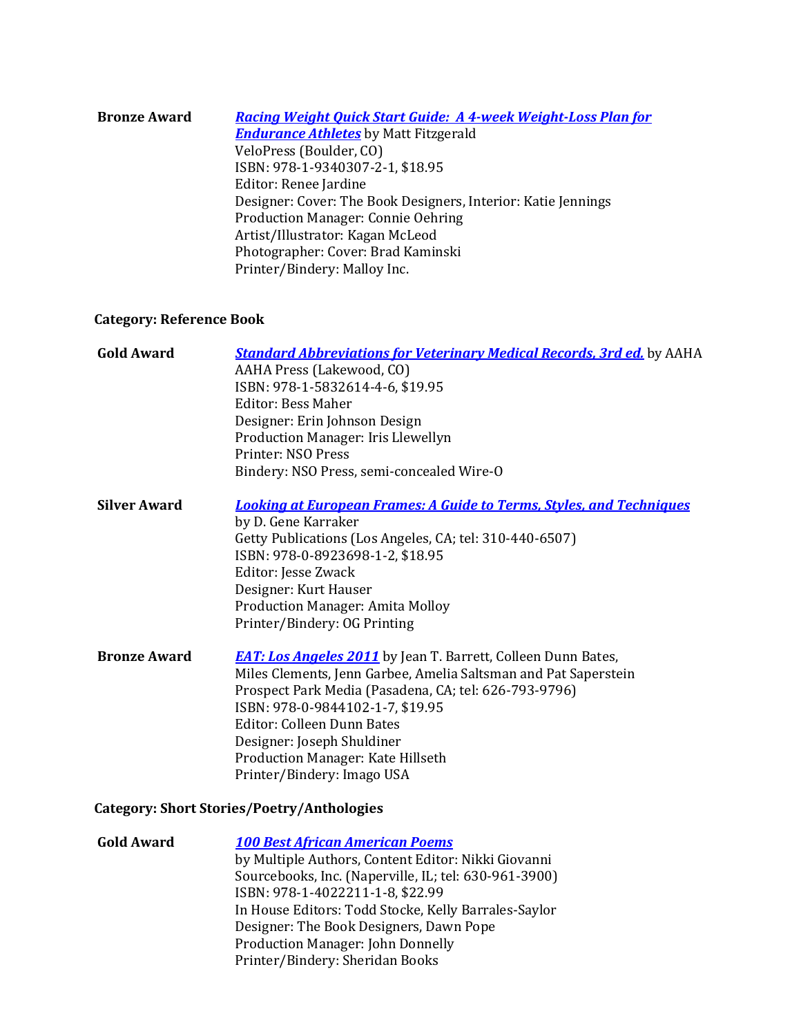**Bronze Award** ***Racing Weight Quick Start Guide: A 4-week Weight-Loss Plan for Endurance Athletes*** by Matt Fitzgerald
VeloPress (Boulder, CO)
ISBN: 978-1-9340307-2-1, $18.95
Editor: Renee Jardine
Designer: Cover: The Book Designers, Interior: Katie Jennings
Production Manager: Connie Oehring
Artist/Illustrator: Kagan McLeod
Photographer: Cover: Brad Kaminski
Printer/Bindery: Malloy Inc.

**Category: Reference Book**

**Gold Award** ***Standard Abbreviations for Veterinary Medical Records, 3rd ed.*** by AAHA
AAHA Press (Lakewood, CO)
ISBN: 978-1-5832614-4-6, $19.95
Editor: Bess Maher
Designer: Erin Johnson Design
Production Manager: Iris Llewellyn
Printer: NSO Press
Bindery: NSO Press, semi-concealed Wire-O

**Silver Award** ***Looking at European Frames: A Guide to Terms, Styles, and Techniques*** by D. Gene Karraker
Getty Publications (Los Angeles, CA; tel: 310-440-6507)
ISBN: 978-0-8923698-1-2, $18.95
Editor: Jesse Zwack
Designer: Kurt Hauser
Production Manager: Amita Molloy
Printer/Bindery: OG Printing

**Bronze Award** ***EAT: Los Angeles 2011*** by Jean T. Barrett, Colleen Dunn Bates, Miles Clements, Jenn Garbee, Amelia Saltsman and Pat Saperstein
Prospect Park Media (Pasadena, CA; tel: 626-793-9796)
ISBN: 978-0-9844102-1-7, $19.95
Editor: Colleen Dunn Bates
Designer: Joseph Shuldiner
Production Manager: Kate Hillseth
Printer/Bindery: Imago USA

**Category: Short Stories/Poetry/Anthologies**

**Gold Award** ***100 Best African American Poems***
by Multiple Authors, Content Editor: Nikki Giovanni
Sourcebooks, Inc. (Naperville, IL; tel: 630-961-3900)
ISBN: 978-1-4022211-1-8, $22.99
In House Editors: Todd Stocke, Kelly Barrales-Saylor
Designer: The Book Designers, Dawn Pope
Production Manager: John Donnelly
Printer/Bindery: Sheridan Books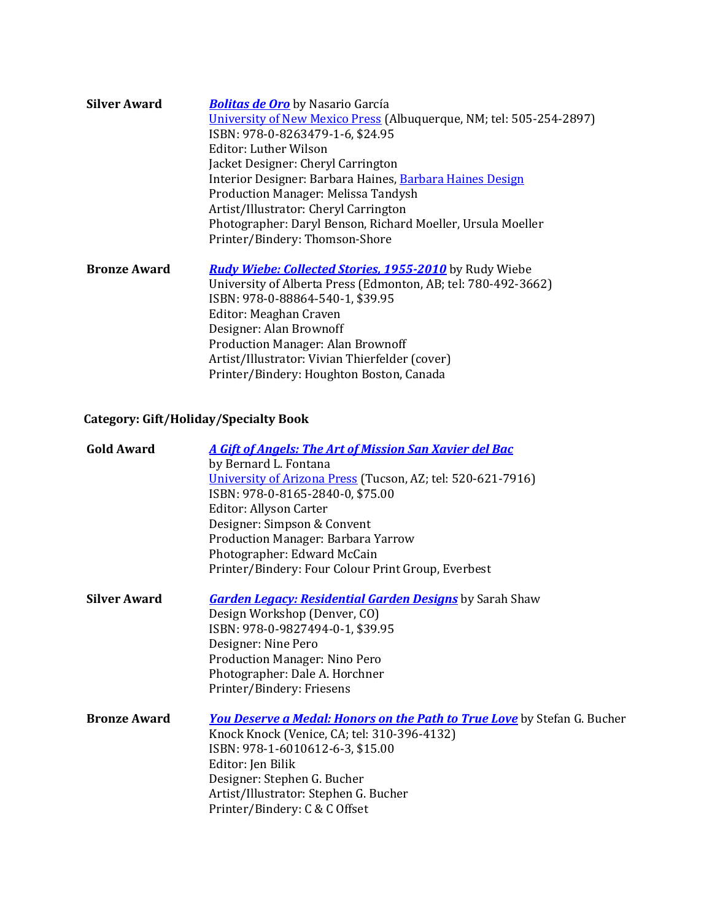**Silver Award**

***Bolitas de Oro*** by Nasario García
University of New Mexico Press (Albuquerque, NM; tel: 505-254-2897)
ISBN: 978-0-8263479-1-6, $24.95
Editor: Luther Wilson
Jacket Designer: Cheryl Carrington
Interior Designer: Barbara Haines, Barbara Haines Design
Production Manager: Melissa Tandysh
Artist/Illustrator: Cheryl Carrington
Photographer: Daryl Benson, Richard Moeller, Ursula Moeller
Printer/Bindery: Thomson-Shore

**Bronze Award**

***Rudy Wiebe: Collected Stories, 1955-2010*** by Rudy Wiebe
University of Alberta Press (Edmonton, AB; tel: 780-492-3662)
ISBN: 978-0-88864-540-1, $39.95
Editor: Meaghan Craven
Designer: Alan Brownoff
Production Manager: Alan Brownoff
Artist/Illustrator: Vivian Thierfelder (cover)
Printer/Bindery: Houghton Boston, Canada

## Category: Gift/Holiday/Specialty Book

**Gold Award**

***A Gift of Angels: The Art of Mission San Xavier del Bac***
by Bernard L. Fontana
University of Arizona Press (Tucson, AZ; tel: 520-621-7916)
ISBN: 978-0-8165-2840-0, $75.00
Editor: Allyson Carter
Designer: Simpson & Convent
Production Manager: Barbara Yarrow
Photographer: Edward McCain
Printer/Bindery: Four Colour Print Group, Everbest

**Silver Award**

***Garden Legacy: Residential Garden Designs*** by Sarah Shaw
Design Workshop (Denver, CO)
ISBN: 978-0-9827494-0-1, $39.95
Designer: Nine Pero
Production Manager: Nino Pero
Photographer: Dale A. Horchner
Printer/Bindery: Friesens

**Bronze Award**

***You Deserve a Medal: Honors on the Path to True Love*** by Stefan G. Bucher
Knock Knock (Venice, CA; tel: 310-396-4132)
ISBN: 978-1-6010612-6-3, $15.00
Editor: Jen Bilik
Designer: Stephen G. Bucher
Artist/Illustrator: Stephen G. Bucher
Printer/Bindery: C & C Offset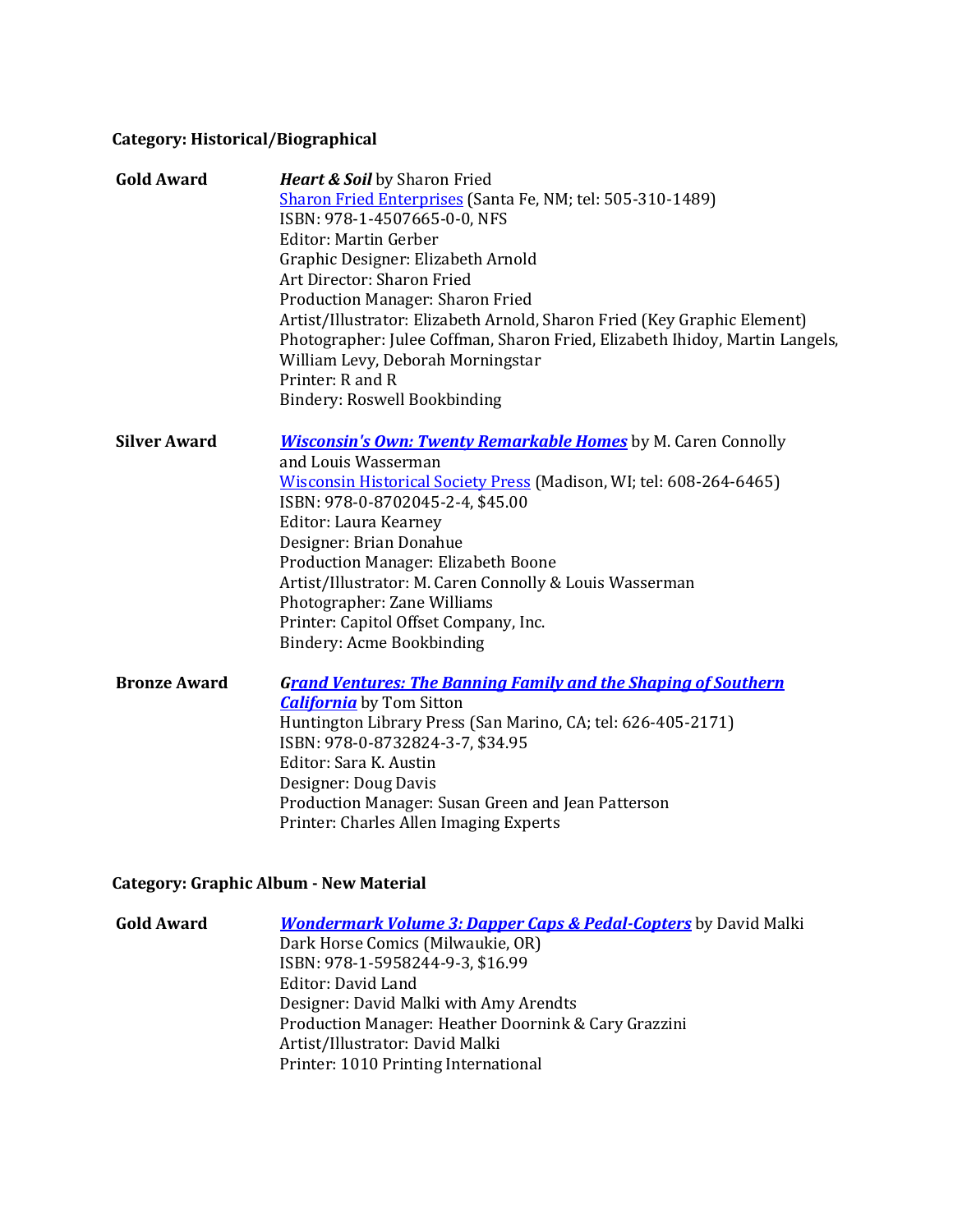**Category: Historical/Biographical**

**Gold Award**

***Heart & Soil*** by Sharon Fried
Sharon Fried Enterprises (Santa Fe, NM; tel: 505-310-1489)
ISBN: 978-1-4507665-0-0, NFS
Editor: Martin Gerber
Graphic Designer: Elizabeth Arnold
Art Director: Sharon Fried
Production Manager: Sharon Fried
Artist/Illustrator: Elizabeth Arnold, Sharon Fried (Key Graphic Element)
Photographer: Julee Coffman, Sharon Fried, Elizabeth Ihidoy, Martin Langels, William Levy, Deborah Morningstar
Printer: R and R
Bindery: Roswell Bookbinding

**Silver Award**

***Wisconsin's Own: Twenty Remarkable Homes*** by M. Caren Connolly and Louis Wasserman
Wisconsin Historical Society Press (Madison, WI; tel: 608-264-6465)
ISBN: 978-0-8702045-2-4, $45.00
Editor: Laura Kearney
Designer: Brian Donahue
Production Manager: Elizabeth Boone
Artist/Illustrator: M. Caren Connolly & Louis Wasserman
Photographer: Zane Williams
Printer: Capitol Offset Company, Inc.
Bindery: Acme Bookbinding

**Bronze Award**

***Grand Ventures: The Banning Family and the Shaping of Southern California*** by Tom Sitton
Huntington Library Press (San Marino, CA; tel: 626-405-2171)
ISBN: 978-0-8732824-3-7, $34.95
Editor: Sara K. Austin
Designer: Doug Davis
Production Manager: Susan Green and Jean Patterson
Printer: Charles Allen Imaging Experts

**Category: Graphic Album - New Material**

**Gold Award**

***Wondermark Volume 3: Dapper Caps & Pedal-Copters*** by David Malki
Dark Horse Comics (Milwaukie, OR)
ISBN: 978-1-5958244-9-3, $16.99
Editor: David Land
Designer: David Malki with Amy Arendts
Production Manager: Heather Doornink & Cary Grazzini
Artist/Illustrator: David Malki
Printer: 1010 Printing International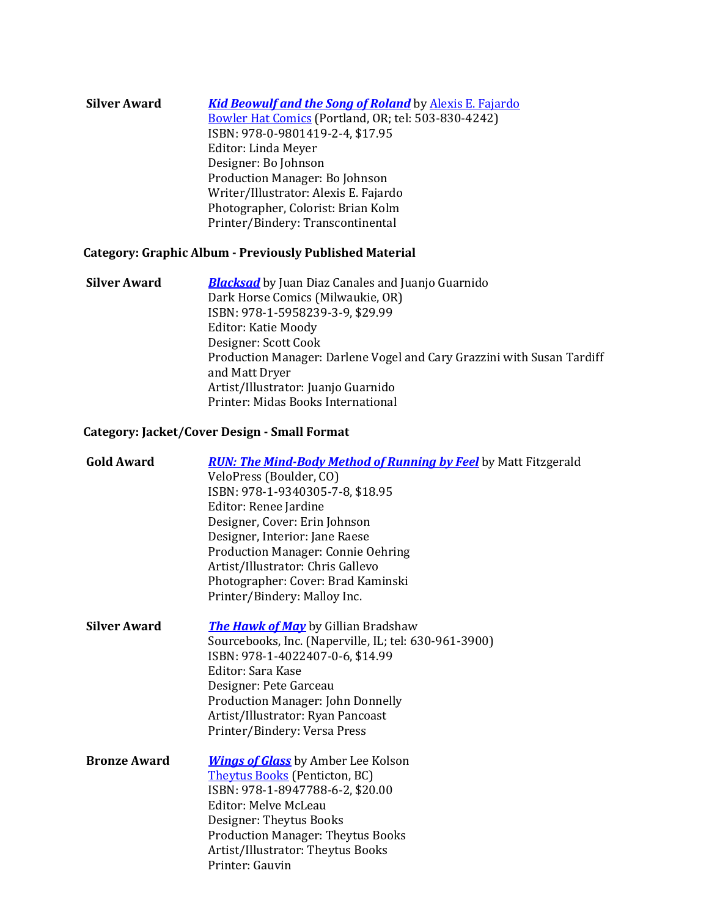**Silver Award** **[*Kid Beowulf and the Song of Roland*]** by [Alexis E. Fajardo]
[Bowler Hat Comics] (Portland, OR; tel: 503-830-4242)
ISBN: 978-0-9801419-2-4, $17.95
Editor: Linda Meyer
Designer: Bo Johnson
Production Manager: Bo Johnson
Writer/Illustrator: Alexis E. Fajardo
Photographer, Colorist: Brian Kolm
Printer/Bindery: Transcontinental

### Category: Graphic Album - Previously Published Material

**Silver Award** **[*Blacksad*]** by Juan Diaz Canales and Juanjo Guarnido
Dark Horse Comics (Milwaukie, OR)
ISBN: 978-1-5958239-3-9, $29.99
Editor: Katie Moody
Designer: Scott Cook
Production Manager: Darlene Vogel and Cary Grazzini with Susan Tardiff and Matt Dryer
Artist/Illustrator: Juanjo Guarnido
Printer: Midas Books International

### Category: Jacket/Cover Design - Small Format

**Gold Award** **[*RUN: The Mind-Body Method of Running by Feel*]** by Matt Fitzgerald
VeloPress (Boulder, CO)
ISBN: 978-1-9340305-7-8, $18.95
Editor: Renee Jardine
Designer, Cover: Erin Johnson
Designer, Interior: Jane Raese
Production Manager: Connie Oehring
Artist/Illustrator: Chris Gallevo
Photographer: Cover: Brad Kaminski
Printer/Bindery: Malloy Inc.

**Silver Award** **[*The Hawk of May*]** by Gillian Bradshaw
Sourcebooks, Inc. (Naperville, IL; tel: 630-961-3900)
ISBN: 978-1-4022407-0-6, $14.99
Editor: Sara Kase
Designer: Pete Garceau
Production Manager: John Donnelly
Artist/Illustrator: Ryan Pancoast
Printer/Bindery: Versa Press

**Bronze Award** **[*Wings of Glass*]** by Amber Lee Kolson
[Theytus Books] (Penticton, BC)
ISBN: 978-1-8947788-6-2, $20.00
Editor: Melve McLeau
Designer: Theytus Books
Production Manager: Theytus Books
Artist/Illustrator: Theytus Books
Printer: Gauvin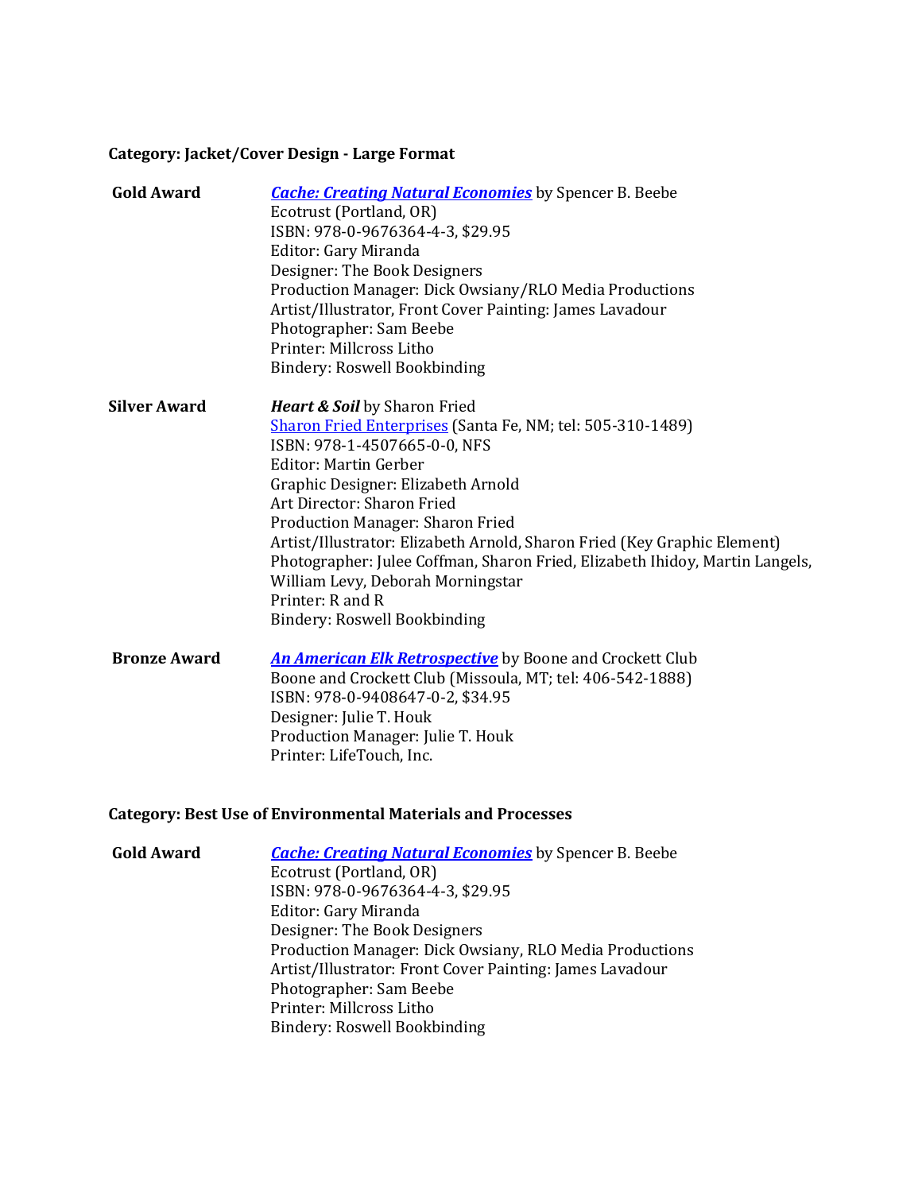**Category: Jacket/Cover Design - Large Format**

**Gold Award**

***Cache: Creating Natural Economies*** by Spencer B. Beebe
Ecotrust (Portland, OR)
ISBN: 978-0-9676364-4-3, $29.95
Editor: Gary Miranda
Designer: The Book Designers
Production Manager: Dick Owsiany/RLO Media Productions
Artist/Illustrator, Front Cover Painting: James Lavadour
Photographer: Sam Beebe
Printer: Millcross Litho
Bindery: Roswell Bookbinding

**Silver Award**

***Heart & Soil*** by Sharon Fried
Sharon Fried Enterprises (Santa Fe, NM; tel: 505-310-1489)
ISBN: 978-1-4507665-0-0, NFS
Editor: Martin Gerber
Graphic Designer: Elizabeth Arnold
Art Director: Sharon Fried
Production Manager: Sharon Fried
Artist/Illustrator: Elizabeth Arnold, Sharon Fried (Key Graphic Element)
Photographer: Julee Coffman, Sharon Fried, Elizabeth Ihidoy, Martin Langels, William Levy, Deborah Morningstar
Printer: R and R
Bindery: Roswell Bookbinding

**Bronze Award**

***An American Elk Retrospective*** by Boone and Crockett Club
Boone and Crockett Club (Missoula, MT; tel: 406-542-1888)
ISBN: 978-0-9408647-0-2, $34.95
Designer: Julie T. Houk
Production Manager: Julie T. Houk
Printer: LifeTouch, Inc.

**Category: Best Use of Environmental Materials and Processes**

**Gold Award**

***Cache: Creating Natural Economies*** by Spencer B. Beebe
Ecotrust (Portland, OR)
ISBN: 978-0-9676364-4-3, $29.95
Editor: Gary Miranda
Designer: The Book Designers
Production Manager: Dick Owsiany, RLO Media Productions
Artist/Illustrator: Front Cover Painting: James Lavadour
Photographer: Sam Beebe
Printer: Millcross Litho
Bindery: Roswell Bookbinding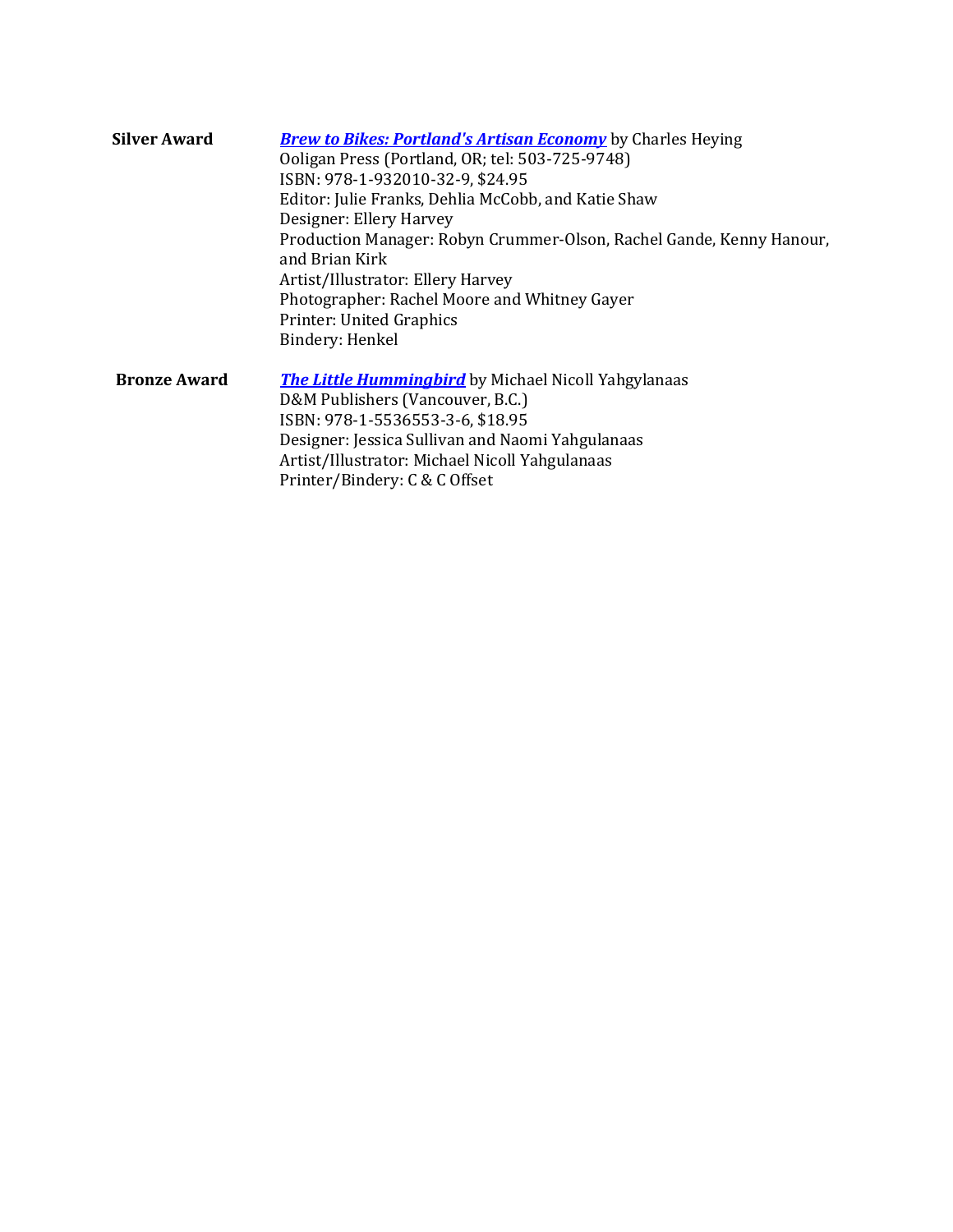**Silver Award**

***Brew to Bikes: Portland's Artisan Economy*** by Charles Heying
Ooligan Press (Portland, OR; tel: 503-725-9748)
ISBN: 978-1-932010-32-9, $24.95
Editor: Julie Franks, Dehlia McCobb, and Katie Shaw
Designer: Ellery Harvey
Production Manager: Robyn Crummer-Olson, Rachel Gande, Kenny Hanour, and Brian Kirk
Artist/Illustrator: Ellery Harvey
Photographer: Rachel Moore and Whitney Gayer
Printer: United Graphics
Bindery: Henkel

**Bronze Award**

***The Little Hummingbird*** by Michael Nicoll Yahgylanaas
D&M Publishers (Vancouver, B.C.)
ISBN: 978-1-5536553-3-6, $18.95
Designer: Jessica Sullivan and Naomi Yahgulanaas
Artist/Illustrator: Michael Nicoll Yahgulanaas
Printer/Bindery: C & C Offset